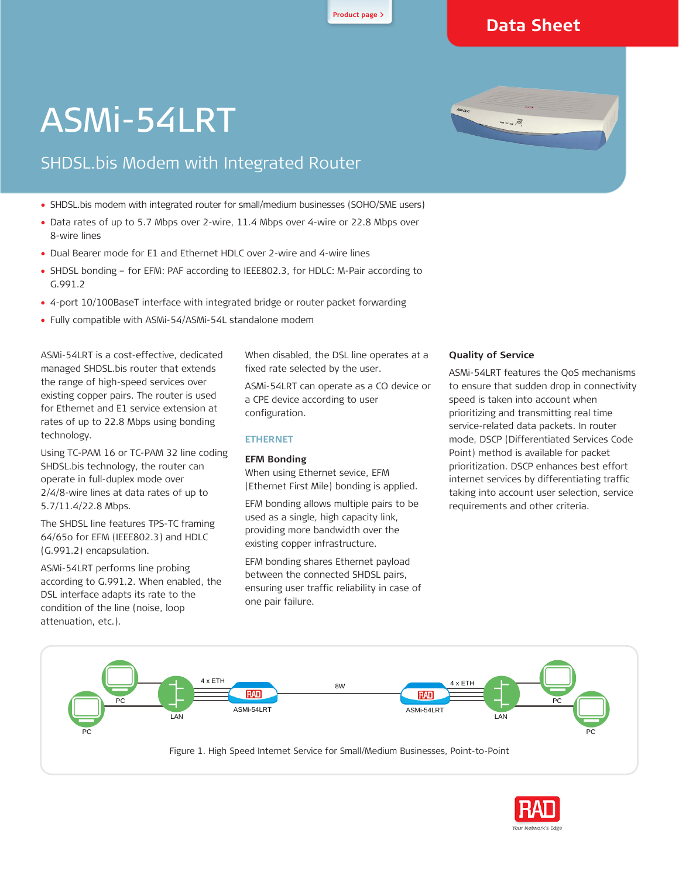# ASMi-54LRT

## SHDSL.bis Modem with Integrated Router

- SHDSL.bis modem with integrated router for small/medium businesses (SOHO/SME users)
- Data rates of up to 5.7 Mbps over 2-wire, 11.4 Mbps over 4-wire or 22.8 Mbps over 8-wire lines
- Dual Bearer mode for E1 and Ethernet HDLC over 2-wire and 4-wire lines
- SHDSL bonding – for EFM: PAF according to IEEE802.3, for HDLC: M-Pair according to G.991.2
- 4-port 10/100BaseT interface with integrated bridge or router packet forwarding
- Fully compatible with ASMi-54/ASMi-54L standalone modem

ASMi-54LRT is a cost-effective, dedicated managed SHDSL.bis router that extends the range of high-speed services over existing copper pairs. The router is used for Ethernet and E1 service extension at rates of up to 22.8 Mbps using bonding technology.

Using TC-PAM 16 or TC-PAM 32 line coding SHDSL.bis technology, the router can operate in full-duplex mode over 2/4/8-wire lines at data rates of up to 5.7/11.4/22.8 Mbps.

The SHDSL line features TPS-TC framing 64/65o for EFM (IEEE802.3) and HDLC (G.991.2) encapsulation.

ASMi-54LRT performs line probing according to G.991.2. When enabled, the DSL interface adapts its rate to the condition of the line (noise, loop attenuation, etc.). When disabled, the DSL line operates at a fixed rate selected by the user.

ASMi-54LRT can operate as a CO device or a CPE device according to user configuration.

### ETHERNET

#### EFM Bonding

When using Ethernet sevice, EFM (Ethernet First Mile) bonding is applied.

EFM bonding allows multiple pairs to be used as a single, high capacity link, providing more bandwidth over the existing copper infrastructure.

EFM bonding shares Ethernet payload between the connected SHDSL pairs, ensuring user traffic reliability in case of one pair failure.

#### Quality of Service

ASMi-54LRT features the QoS mechanisms to ensure that sudden drop in connectivity speed is taken into account when prioritizing and transmitting real time service-related data packets. In router mode, DSCP (Differentiated Services Code Point) method is available for packet prioritization. DSCP enhances best effort internet services by differentiating traffic taking into account user selection, service requirements and other criteria.

Figure 1. High Speed Internet Service for Small/Medium Businesses, Point-to-Point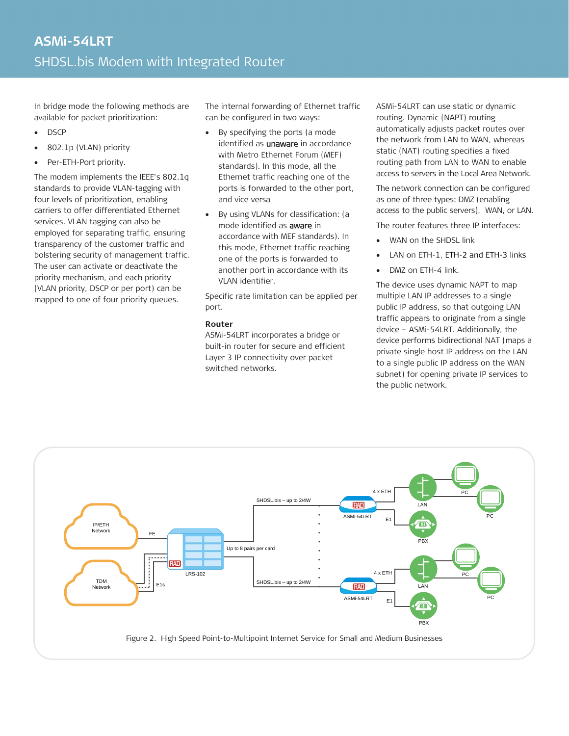In bridge mode the following methods are available for packet prioritization:

- DSCP
- 802.1p (VLAN) priority
- Per-ETH-Port priority.

The modem implements the IEEE's 802.1q standards to provide VLAN-tagging with four levels of prioritization, enabling carriers to offer differentiated Ethernet services. VLAN tagging can also be employed for separating traffic, ensuring transparency of the customer traffic and bolstering security of management traffic. The user can activate or deactivate the priority mechanism, and each priority (VLAN priority, DSCP or per port) can be mapped to one of four priority queues.

The internal forwarding of Ethernet traffic can be configured in two ways:

- By specifying the ports (a mode identified as **unaware** in accordance with Metro Ethernet Forum (MEF) standards). In this mode, all the Ethernet traffic reaching one of the ports is forwarded to the other port, and vice versa
- By using VLANs for classification: (a mode identified as **aware** in accordance with MEF standards). In this mode, Ethernet traffic reaching one of the ports is forwarded to another port in accordance with its VLAN identifier.

Specific rate limitation can be applied per port.

**Router**

ASMi-54LRT incorporates a bridge or built-in router for secure and efficient Layer 3 IP connectivity over packet switched networks.

ASMi-54LRT can use static or dynamic routing. Dynamic (NAPT) routing automatically adjusts packet routes over the network from LAN to WAN, whereas static (NAT) routing specifies a fixed routing path from LAN to WAN to enable access to servers in the Local Area Network.

The network connection can be configured as one of three types: DMZ (enabling access to the public servers), WAN, or LAN.

The router features three IP interfaces:

- WAN on the SHDSL link
- LAN on ETH-1, ETH-2 and ETH-3 links
- DMZ on ETH-4 link.

The device uses dynamic NAPT to map multiple LAN IP addresses to a single public IP address, so that outgoing LAN traffic appears to originate from a single device – ASMi-54LRT. Additionally, the device performs bidirectional NAT (maps a private single host IP address on the LAN to a single public IP address on the WAN subnet) for opening private IP services to the public network.

Figure 2. High Speed Point-to-Multipoint Internet Service for Small and Medium Businesses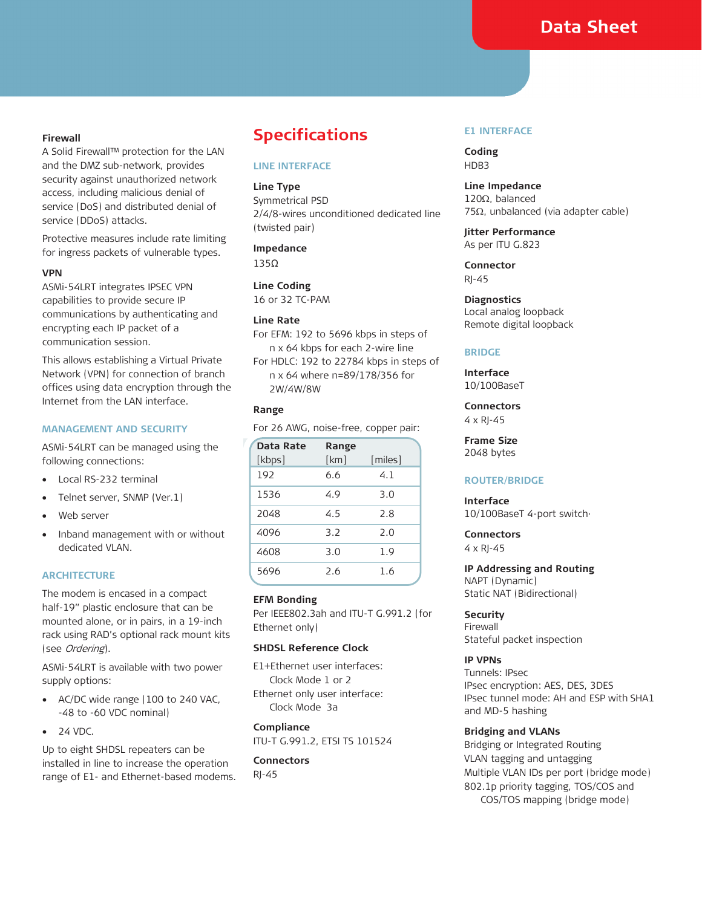### Firewall

A Solid Firewall™ protection for the LAN and the DMZ sub-network, provides security against unauthorized network access, including malicious denial of service (DoS) and distributed denial of service (DDoS) attacks.

Protective measures include rate limiting for ingress packets of vulnerable types.

### VPN

ASMi-54LRT integrates IPSEC VPN capabilities to provide secure IP communications by authenticating and encrypting each IP packet of a communication session.

This allows establishing a Virtual Private Network (VPN) for connection of branch offices using data encryption through the Internet from the LAN interface.

## MANAGEMENT AND SECURITY

ASMi-54LRT can be managed using the following connections:

- Local RS-232 terminal
- Telnet server, SNMP (Ver.1)
- Web server
- Inband management with or without dedicated VLAN.

## ARCHITECTURE

The modem is encased in a compact half-19" plastic enclosure that can be mounted alone, or in pairs, in a 19-inch rack using RAD's optional rack mount kits (see *Ordering*).

ASMi-54LRT is available with two power supply options:

- AC/DC wide range (100 to 240 VAC, -48 to -60 VDC nominal)
- 24 VDC.

Up to eight SHDSL repeaters can be installed in line to increase the operation range of E1- and Ethernet-based modems.

# Specifications

## LINE INTERFACE

**Line Type**
Symmetrical PSD
2/4/8-wires unconditioned dedicated line (twisted pair)

**Impedance**
135Ω

**Line Coding**
16 or 32 TC-PAM

**Line Rate**
For EFM: 192 to 5696 kbps in steps of n x 64 kbps for each 2-wire line
For HDLC: 192 to 22784 kbps in steps of n x 64 where n=89/178/356 for 2W/4W/8W

**Range**
For 26 AWG, noise-free, copper pair:

| Data Rate [kbps] | Range [km] | [miles] |
|---|---|---|
| 192 | 6.6 | 4.1 |
| 1536 | 4.9 | 3.0 |
| 2048 | 4.5 | 2.8 |
| 4096 | 3.2 | 2.0 |
| 4608 | 3.0 | 1.9 |
| 5696 | 2.6 | 1.6 |

**EFM Bonding**
Per IEEE802.3ah and ITU-T G.991.2 (for Ethernet only)

**SHDSL Reference Clock**
E1+Ethernet user interfaces:
Clock Mode 1 or 2
Ethernet only user interface:
Clock Mode 3a

**Compliance**
ITU-T G.991.2, ETSI TS 101524

**Connectors**
RJ-45

## E1 INTERFACE

**Coding**
HDB3

**Line Impedance**
120Ω, balanced
75Ω, unbalanced (via adapter cable)

**Jitter Performance**
As per ITU G.823

**Connector**
RJ-45

**Diagnostics**
Local analog loopback
Remote digital loopback

## BRIDGE

**Interface**
10/100BaseT

**Connectors**
4 x RJ-45

**Frame Size**
2048 bytes

## ROUTER/BRIDGE

**Interface**
10/100BaseT 4-port switch·

**Connectors**
4 x RJ-45

**IP Addressing and Routing**
NAPT (Dynamic)
Static NAT (Bidirectional)

**Security**
Firewall
Stateful packet inspection

**IP VPNs**
Tunnels: IPsec
IPsec encryption: AES, DES, 3DES
IPsec tunnel mode: AH and ESP with SHA1 and MD-5 hashing

**Bridging and VLANs**
Bridging or Integrated Routing
VLAN tagging and untagging
Multiple VLAN IDs per port (bridge mode)
802.1p priority tagging, TOS/COS and COS/TOS mapping (bridge mode)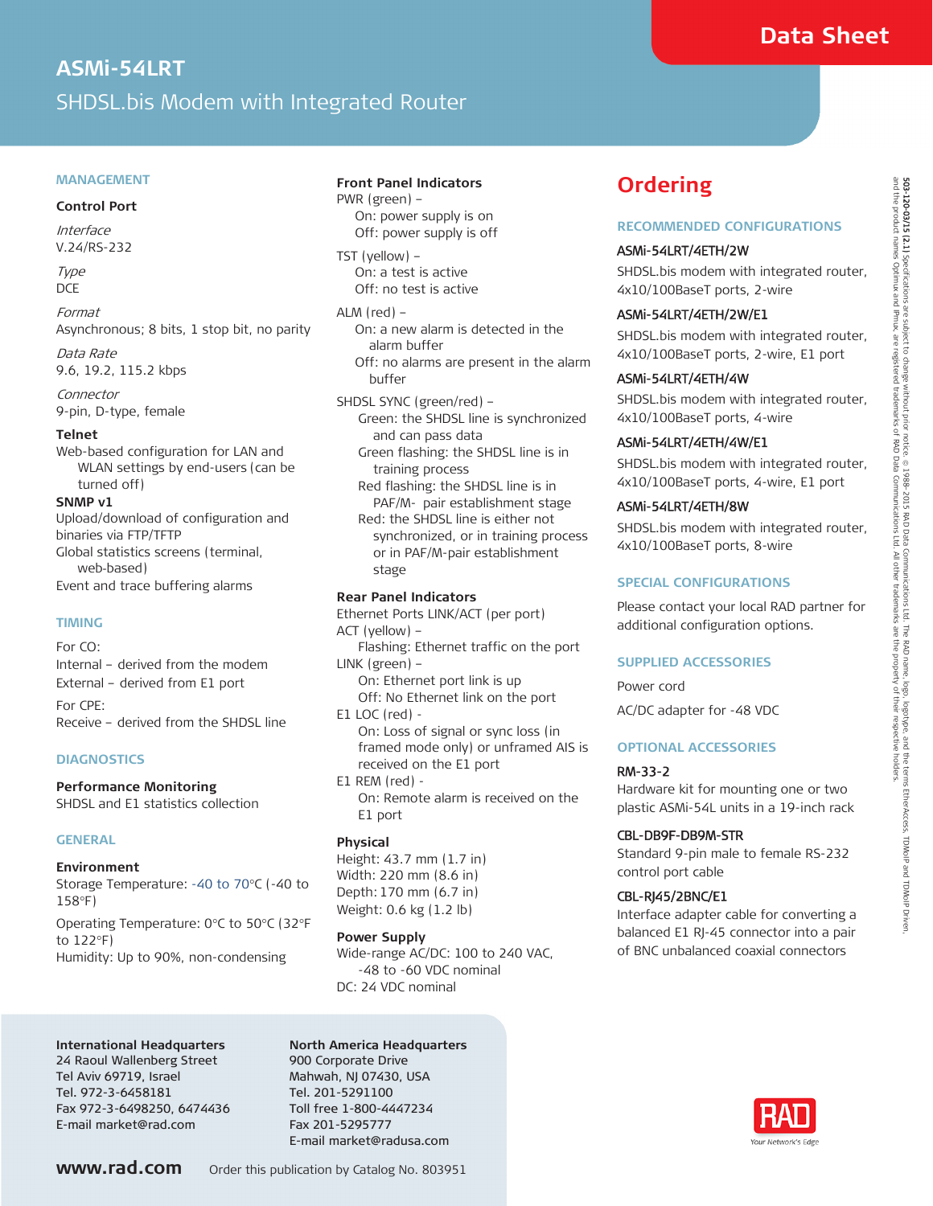# ASMi-54LRT

## SHDSL.bis Modem with Integrated Router

Data Sheet

## MANAGEMENT

### Control Port

*Interface*
V.24/RS-232

*Type*
DCE

*Format*
Asynchronous; 8 bits, 1 stop bit, no parity

*Data Rate*
9.6, 19.2, 115.2 kbps

*Connector*
9-pin, D-type, female

**Telnet**
Web-based configuration for LAN and WLAN settings by end-users (can be turned off)

**SNMP v1**
Upload/download of configuration and binaries via FTP/TFTP
Global statistics screens (terminal, web-based)
Event and trace buffering alarms

## TIMING

For CO:
Internal – derived from the modem
External – derived from E1 port

For CPE:
Receive – derived from the SHDSL line

## DIAGNOSTICS

**Performance Monitoring**
SHDSL and E1 statistics collection

## GENERAL

**Environment**
Storage Temperature: -40 to 70°C (-40 to 158°F)

Operating Temperature: 0°C to 50°C (32°F to 122°F)
Humidity: Up to 90%, non-condensing

**Front Panel Indicators**
PWR (green) –
- On: power supply is on
- Off: power supply is off

TST (yellow) –
- On: a test is active
- Off: no test is active

ALM (red) –
- On: a new alarm is detected in the alarm buffer
- Off: no alarms are present in the alarm buffer

SHDSL SYNC (green/red) –
- Green: the SHDSL line is synchronized and can pass data
- Green flashing: the SHDSL line is in training process
- Red flashing: the SHDSL line is in PAF/M- pair establishment stage
- Red: the SHDSL line is either not synchronized, or in training process or in PAF/M-pair establishment stage

**Rear Panel Indicators**
Ethernet Ports LINK/ACT (per port)
ACT (yellow) –
- Flashing: Ethernet traffic on the port

LINK (green) –
- On: Ethernet port link is up
- Off: No Ethernet link on the port

E1 LOC (red) -
- On: Loss of signal or sync loss (in framed mode only) or unframed AIS is received on the E1 port

E1 REM (red) -
- On: Remote alarm is received on the E1 port

**Physical**
Height: 43.7 mm (1.7 in)
Width: 220 mm (8.6 in)
Depth: 170 mm (6.7 in)
Weight: 0.6 kg (1.2 lb)

**Power Supply**
Wide-range AC/DC: 100 to 240 VAC, -48 to -60 VDC nominal
DC: 24 VDC nominal

# Ordering

## RECOMMENDED CONFIGURATIONS

**ASMi-54LRT/4ETH/2W**
SHDSL.bis modem with integrated router, 4x10/100BaseT ports, 2-wire

**ASMi-54LRT/4ETH/2W/E1**
SHDSL.bis modem with integrated router, 4x10/100BaseT ports, 2-wire, E1 port

**ASMi-54LRT/4ETH/4W**
SHDSL.bis modem with integrated router, 4x10/100BaseT ports, 4-wire

**ASMi-54LRT/4ETH/4W/E1**
SHDSL.bis modem with integrated router, 4x10/100BaseT ports, 4-wire, E1 port

**ASMi-54LRT/4ETH/8W**
SHDSL.bis modem with integrated router, 4x10/100BaseT ports, 8-wire

## SPECIAL CONFIGURATIONS

Please contact your local RAD partner for additional configuration options.

## SUPPLIED ACCESSORIES

Power cord

AC/DC adapter for -48 VDC

## OPTIONAL ACCESSORIES

**RM-33-2**
Hardware kit for mounting one or two plastic ASMi-54L units in a 19-inch rack

**CBL-DB9F-DB9M-STR**
Standard 9-pin male to female RS-232 control port cable

**CBL-RJ45/2BNC/E1**
Interface adapter cable for converting a balanced E1 RJ-45 connector into a pair of BNC unbalanced coaxial connectors

503-120-03/15 (2.1) Specifications are subject to change without prior notice. © 1988–2015 RAD Data Communications Ltd. The RAD name, logo, logotype, and the terms EtherAccess, TDMoIP and TDMoIP Driven, and the product names Optimux and IPmux, are registered trademarks of RAD Data Communications Ltd. All other trademarks are the property of their respective holders.

**International Headquarters**
24 Raoul Wallenberg Street
Tel Aviv 69719, Israel
Tel. 972-3-6458181
Fax 972-3-6498250, 6474436
E-mail market@rad.com

**North America Headquarters**
900 Corporate Drive
Mahwah, NJ 07430, USA
Tel. 201-5291100
Toll free 1-800-4447234
Fax 201-5295777
E-mail market@radusa.com

**www.rad.com** Order this publication by Catalog No. 803951

RAD
Your Network's Edge